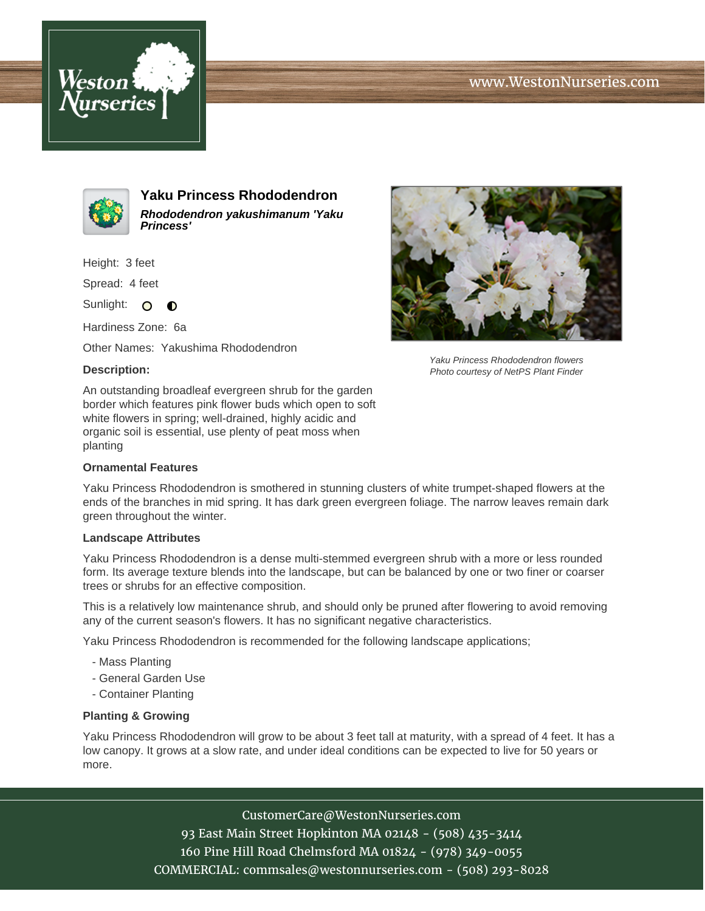# Yaku Princess Rhododendron

***Rhododendron yakushimanum 'Yaku Princess'***

Height: 3 feet

Spread: 4 feet

Sunlight:

Hardiness Zone: 6a

Other Names: Yakushima Rhododendron

Yaku Princess Rhododendron flowers
*Photo courtesy of NetPS Plant Finder*

### Description:

An outstanding broadleaf evergreen shrub for the garden border which features pink flower buds which open to soft white flowers in spring; well-drained, highly acidic and organic soil is essential, use plenty of peat moss when planting

### Ornamental Features

Yaku Princess Rhododendron is smothered in stunning clusters of white trumpet-shaped flowers at the ends of the branches in mid spring. It has dark green evergreen foliage. The narrow leaves remain dark green throughout the winter.

### Landscape Attributes

Yaku Princess Rhododendron is a dense multi-stemmed evergreen shrub with a more or less rounded form. Its average texture blends into the landscape, but can be balanced by one or two finer or coarser trees or shrubs for an effective composition.

This is a relatively low maintenance shrub, and should only be pruned after flowering to avoid removing any of the current season's flowers. It has no significant negative characteristics.

Yaku Princess Rhododendron is recommended for the following landscape applications;

- Mass Planting
- General Garden Use
- Container Planting

### Planting & Growing

Yaku Princess Rhododendron will grow to be about 3 feet tall at maturity, with a spread of 4 feet. It has a low canopy. It grows at a slow rate, and under ideal conditions can be expected to live for 50 years or more.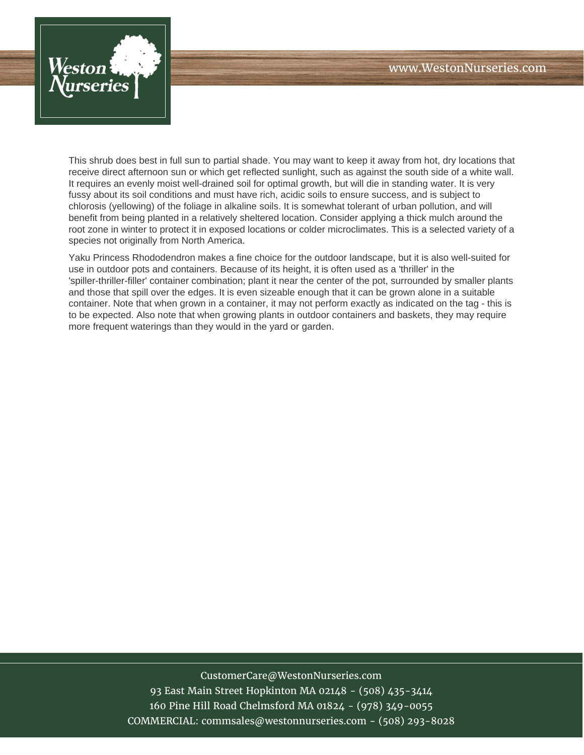This shrub does best in full sun to partial shade. You may want to keep it away from hot, dry locations that receive direct afternoon sun or which get reflected sunlight, such as against the south side of a white wall. It requires an evenly moist well-drained soil for optimal growth, but will die in standing water. It is very fussy about its soil conditions and must have rich, acidic soils to ensure success, and is subject to chlorosis (yellowing) of the foliage in alkaline soils. It is somewhat tolerant of urban pollution, and will benefit from being planted in a relatively sheltered location. Consider applying a thick mulch around the root zone in winter to protect it in exposed locations or colder microclimates. This is a selected variety of a species not originally from North America.

Yaku Princess Rhododendron makes a fine choice for the outdoor landscape, but it is also well-suited for use in outdoor pots and containers. Because of its height, it is often used as a 'thriller' in the 'spiller-thriller-filler' container combination; plant it near the center of the pot, surrounded by smaller plants and those that spill over the edges. It is even sizeable enough that it can be grown alone in a suitable container. Note that when grown in a container, it may not perform exactly as indicated on the tag - this is to be expected. Also note that when growing plants in outdoor containers and baskets, they may require more frequent waterings than they would in the yard or garden.